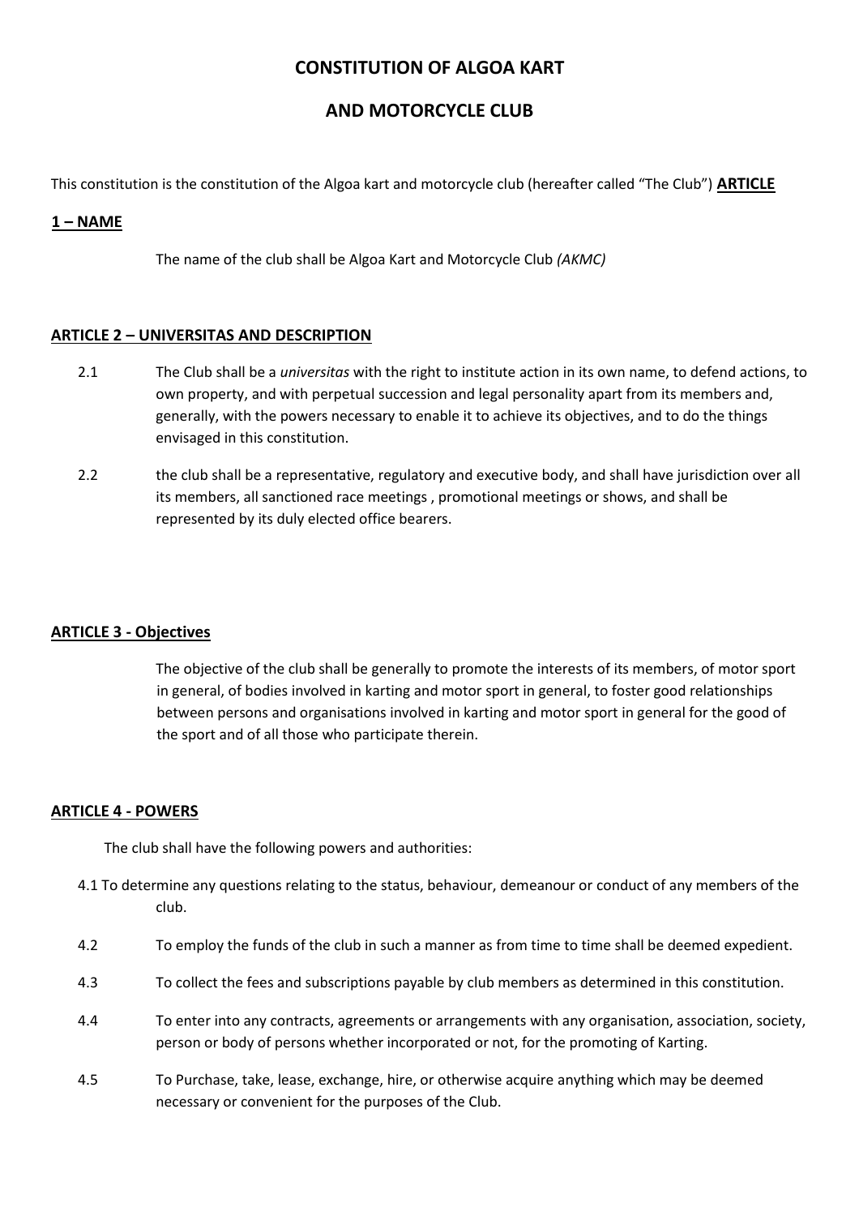# CONSTITUTION OF ALGOA KART

# AND MOTORCYCLE CLUB

This constitution is the constitution of the Algoa kart and motorcycle club (hereafter called "The Club") **ARTICLE**

## 1 – NAME

The name of the club shall be Algoa Kart and Motorcycle Club *(AKMC)*

## ARTICLE 2 – UNIVERSITAS AND DESCRIPTION

2.1 The Club shall be a *universitas* with the right to institute action in its own name, to defend actions, to own property, and with perpetual succession and legal personality apart from its members and, generally, with the powers necessary to enable it to achieve its objectives, and to do the things envisaged in this constitution.

2.2 the club shall be a representative, regulatory and executive body, and shall have jurisdiction over all its members, all sanctioned race meetings , promotional meetings or shows, and shall be represented by its duly elected office bearers.

## ARTICLE 3 - Objectives

The objective of the club shall be generally to promote the interests of its members, of motor sport in general, of bodies involved in karting and motor sport in general, to foster good relationships between persons and organisations involved in karting and motor sport in general for the good of the sport and of all those who participate therein.

## ARTICLE 4 - POWERS

The club shall have the following powers and authorities:

4.1 To determine any questions relating to the status, behaviour, demeanour or conduct of any members of the club.

4.2 To employ the funds of the club in such a manner as from time to time shall be deemed expedient.

4.3 To collect the fees and subscriptions payable by club members as determined in this constitution.

4.4 To enter into any contracts, agreements or arrangements with any organisation, association, society, person or body of persons whether incorporated or not, for the promoting of Karting.

4.5 To Purchase, take, lease, exchange, hire, or otherwise acquire anything which may be deemed necessary or convenient for the purposes of the Club.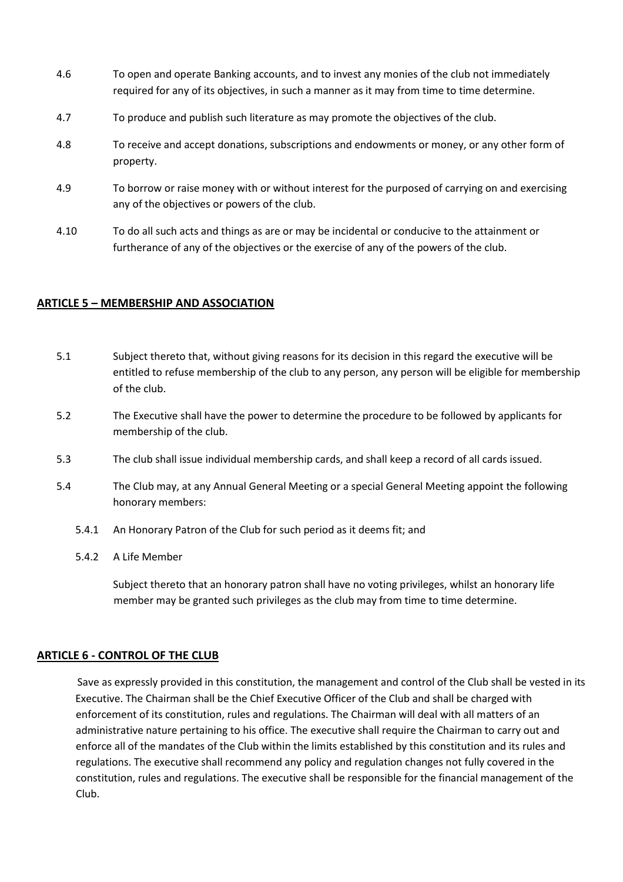4.6 To open and operate Banking accounts, and to invest any monies of the club not immediately required for any of its objectives, in such a manner as it may from time to time determine.

4.7 To produce and publish such literature as may promote the objectives of the club.

4.8 To receive and accept donations, subscriptions and endowments or money, or any other form of property.

4.9 To borrow or raise money with or without interest for the purposed of carrying on and exercising any of the objectives or powers of the club.

4.10 To do all such acts and things as are or may be incidental or conducive to the attainment or furtherance of any of the objectives or the exercise of any of the powers of the club.

## **ARTICLE 5 – MEMBERSHIP AND ASSOCIATION**

5.1 Subject thereto that, without giving reasons for its decision in this regard the executive will be entitled to refuse membership of the club to any person, any person will be eligible for membership of the club.

5.2 The Executive shall have the power to determine the procedure to be followed by applicants for membership of the club.

5.3 The club shall issue individual membership cards, and shall keep a record of all cards issued.

5.4 The Club may, at any Annual General Meeting or a special General Meeting appoint the following honorary members:

5.4.1 An Honorary Patron of the Club for such period as it deems fit; and

5.4.2 A Life Member

Subject thereto that an honorary patron shall have no voting privileges, whilst an honorary life member may be granted such privileges as the club may from time to time determine.

## **ARTICLE 6 - CONTROL OF THE CLUB**

Save as expressly provided in this constitution, the management and control of the Club shall be vested in its Executive. The Chairman shall be the Chief Executive Officer of the Club and shall be charged with enforcement of its constitution, rules and regulations. The Chairman will deal with all matters of an administrative nature pertaining to his office. The executive shall require the Chairman to carry out and enforce all of the mandates of the Club within the limits established by this constitution and its rules and regulations. The executive shall recommend any policy and regulation changes not fully covered in the constitution, rules and regulations. The executive shall be responsible for the financial management of the Club.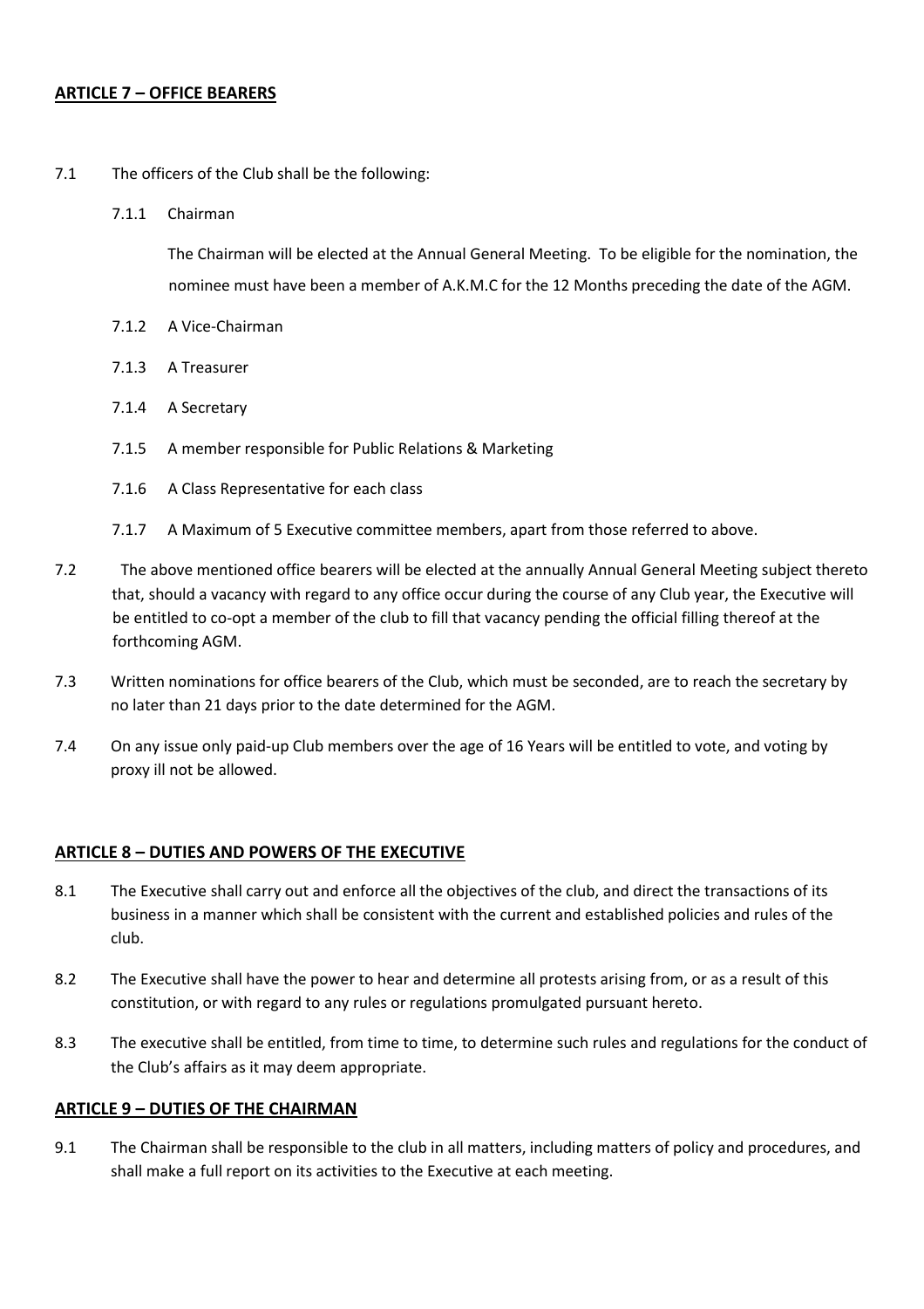## ARTICLE 7 – OFFICE BEARERS

7.1 The officers of the Club shall be the following:

- 7.1.1 Chairman

  The Chairman will be elected at the Annual General Meeting. To be eligible for the nomination, the nominee must have been a member of A.K.M.C for the 12 Months preceding the date of the AGM.

- 7.1.2 A Vice-Chairman
- 7.1.3 A Treasurer
- 7.1.4 A Secretary
- 7.1.5 A member responsible for Public Relations & Marketing
- 7.1.6 A Class Representative for each class
- 7.1.7 A Maximum of 5 Executive committee members, apart from those referred to above.

7.2 The above mentioned office bearers will be elected at the annually Annual General Meeting subject thereto that, should a vacancy with regard to any office occur during the course of any Club year, the Executive will be entitled to co-opt a member of the club to fill that vacancy pending the official filling thereof at the forthcoming AGM.

7.3 Written nominations for office bearers of the Club, which must be seconded, are to reach the secretary by no later than 21 days prior to the date determined for the AGM.

7.4 On any issue only paid-up Club members over the age of 16 Years will be entitled to vote, and voting by proxy ill not be allowed.

## ARTICLE 8 – DUTIES AND POWERS OF THE EXECUTIVE

8.1 The Executive shall carry out and enforce all the objectives of the club, and direct the transactions of its business in a manner which shall be consistent with the current and established policies and rules of the club.

8.2 The Executive shall have the power to hear and determine all protests arising from, or as a result of this constitution, or with regard to any rules or regulations promulgated pursuant hereto.

8.3 The executive shall be entitled, from time to time, to determine such rules and regulations for the conduct of the Club's affairs as it may deem appropriate.

## ARTICLE 9 – DUTIES OF THE CHAIRMAN

9.1 The Chairman shall be responsible to the club in all matters, including matters of policy and procedures, and shall make a full report on its activities to the Executive at each meeting.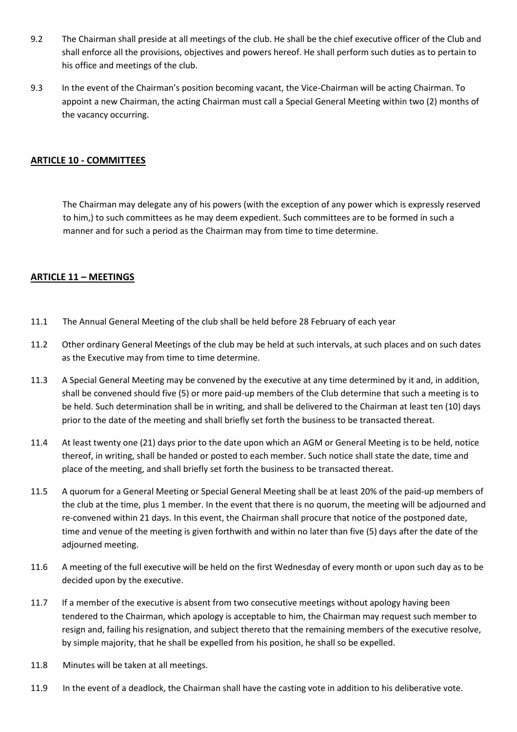9.2 The Chairman shall preside at all meetings of the club. He shall be the chief executive officer of the Club and shall enforce all the provisions, objectives and powers hereof. He shall perform such duties as to pertain to his office and meetings of the club.

9.3 In the event of the Chairman's position becoming vacant, the Vice-Chairman will be acting Chairman. To appoint a new Chairman, the acting Chairman must call a Special General Meeting within two (2) months of the vacancy occurring.

## ARTICLE 10 - COMMITTEES

The Chairman may delegate any of his powers (with the exception of any power which is expressly reserved to him,) to such committees as he may deem expedient. Such committees are to be formed in such a manner and for such a period as the Chairman may from time to time determine.

## ARTICLE 11 – MEETINGS

11.1 The Annual General Meeting of the club shall be held before 28 February of each year

11.2 Other ordinary General Meetings of the club may be held at such intervals, at such places and on such dates as the Executive may from time to time determine.

11.3 A Special General Meeting may be convened by the executive at any time determined by it and, in addition, shall be convened should five (5) or more paid-up members of the Club determine that such a meeting is to be held. Such determination shall be in writing, and shall be delivered to the Chairman at least ten (10) days prior to the date of the meeting and shall briefly set forth the business to be transacted thereat.

11.4 At least twenty one (21) days prior to the date upon which an AGM or General Meeting is to be held, notice thereof, in writing, shall be handed or posted to each member. Such notice shall state the date, time and place of the meeting, and shall briefly set forth the business to be transacted thereat.

11.5 A quorum for a General Meeting or Special General Meeting shall be at least 20% of the paid-up members of the club at the time, plus 1 member. In the event that there is no quorum, the meeting will be adjourned and re-convened within 21 days. In this event, the Chairman shall procure that notice of the postponed date, time and venue of the meeting is given forthwith and within no later than five (5) days after the date of the adjourned meeting.

11.6 A meeting of the full executive will be held on the first Wednesday of every month or upon such day as to be decided upon by the executive.

11.7 If a member of the executive is absent from two consecutive meetings without apology having been tendered to the Chairman, which apology is acceptable to him, the Chairman may request such member to resign and, failing his resignation, and subject thereto that the remaining members of the executive resolve, by simple majority, that he shall be expelled from his position, he shall so be expelled.

11.8 Minutes will be taken at all meetings.

11.9 In the event of a deadlock, the Chairman shall have the casting vote in addition to his deliberative vote.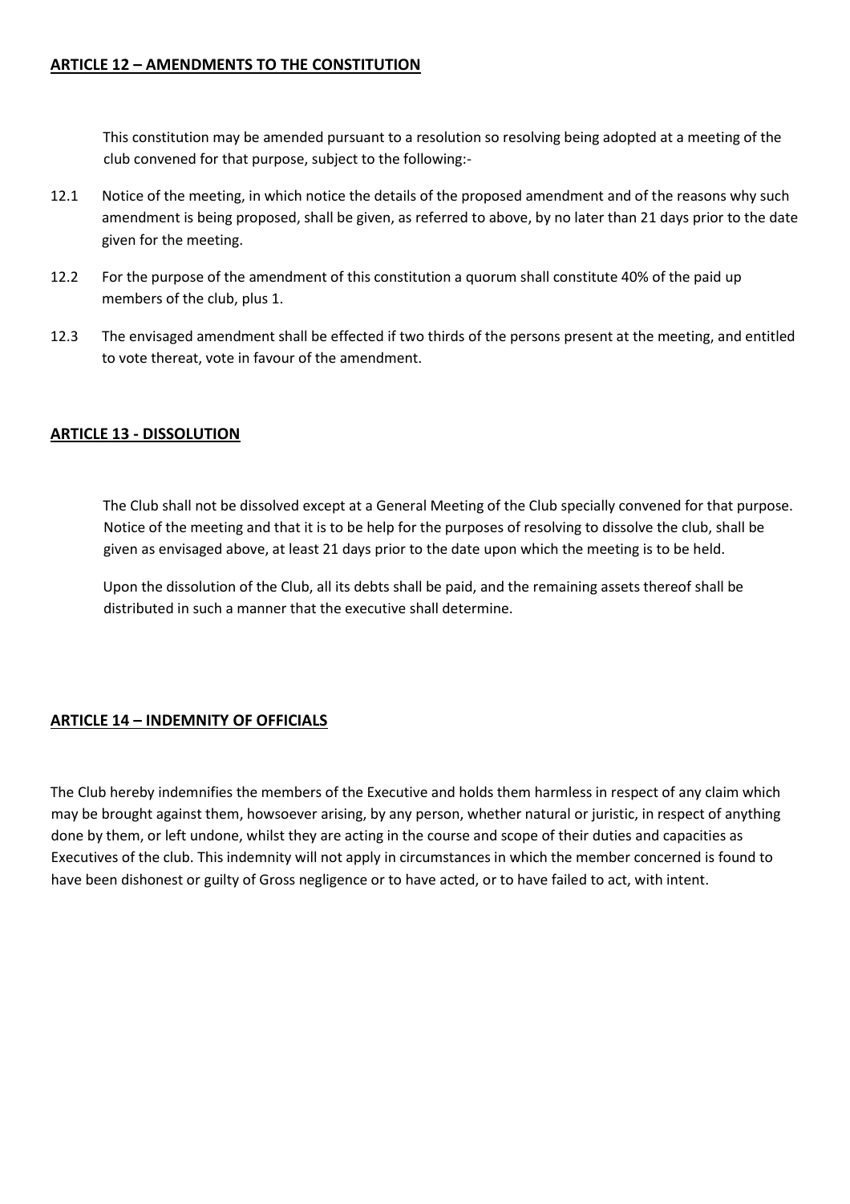## **ARTICLE 12 – AMENDMENTS TO THE CONSTITUTION**

This constitution may be amended pursuant to a resolution so resolving being adopted at a meeting of the club convened for that purpose, subject to the following:-

12.1 Notice of the meeting, in which notice the details of the proposed amendment and of the reasons why such amendment is being proposed, shall be given, as referred to above, by no later than 21 days prior to the date given for the meeting.

12.2 For the purpose of the amendment of this constitution a quorum shall constitute 40% of the paid up members of the club, plus 1.

12.3 The envisaged amendment shall be effected if two thirds of the persons present at the meeting, and entitled to vote thereat, vote in favour of the amendment.

## **ARTICLE 13 - DISSOLUTION**

The Club shall not be dissolved except at a General Meeting of the Club specially convened for that purpose. Notice of the meeting and that it is to be help for the purposes of resolving to dissolve the club, shall be given as envisaged above, at least 21 days prior to the date upon which the meeting is to be held.

Upon the dissolution of the Club, all its debts shall be paid, and the remaining assets thereof shall be distributed in such a manner that the executive shall determine.

## **ARTICLE 14 – INDEMNITY OF OFFICIALS**

The Club hereby indemnifies the members of the Executive and holds them harmless in respect of any claim which may be brought against them, howsoever arising, by any person, whether natural or juristic, in respect of anything done by them, or left undone, whilst they are acting in the course and scope of their duties and capacities as Executives of the club. This indemnity will not apply in circumstances in which the member concerned is found to have been dishonest or guilty of Gross negligence or to have acted, or to have failed to act, with intent.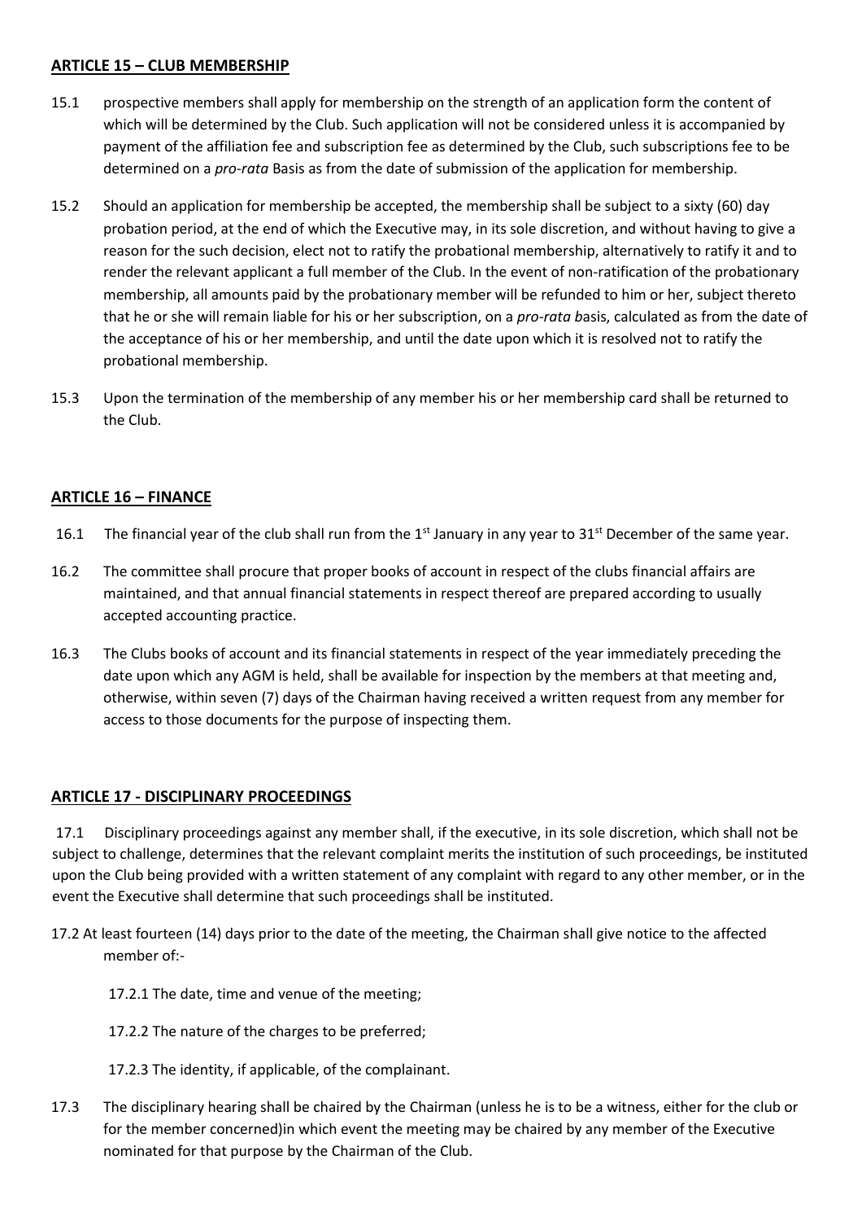## **ARTICLE 15 – CLUB MEMBERSHIP**

15.1 prospective members shall apply for membership on the strength of an application form the content of which will be determined by the Club. Such application will not be considered unless it is accompanied by payment of the affiliation fee and subscription fee as determined by the Club, such subscriptions fee to be determined on a *pro-rata* Basis as from the date of submission of the application for membership.

15.2 Should an application for membership be accepted, the membership shall be subject to a sixty (60) day probation period, at the end of which the Executive may, in its sole discretion, and without having to give a reason for the such decision, elect not to ratify the probational membership, alternatively to ratify it and to render the relevant applicant a full member of the Club. In the event of non-ratification of the probationary membership, all amounts paid by the probationary member will be refunded to him or her, subject thereto that he or she will remain liable for his or her subscription, on a *pro-rata b*asis, calculated as from the date of the acceptance of his or her membership, and until the date upon which it is resolved not to ratify the probational membership.

15.3 Upon the termination of the membership of any member his or her membership card shall be returned to the Club.

## **ARTICLE 16 – FINANCE**

16.1 The financial year of the club shall run from the 1st January in any year to 31st December of the same year.

16.2 The committee shall procure that proper books of account in respect of the clubs financial affairs are maintained, and that annual financial statements in respect thereof are prepared according to usually accepted accounting practice.

16.3 The Clubs books of account and its financial statements in respect of the year immediately preceding the date upon which any AGM is held, shall be available for inspection by the members at that meeting and, otherwise, within seven (7) days of the Chairman having received a written request from any member for access to those documents for the purpose of inspecting them.

## **ARTICLE 17 - DISCIPLINARY PROCEEDINGS**

17.1 Disciplinary proceedings against any member shall, if the executive, in its sole discretion, which shall not be subject to challenge, determines that the relevant complaint merits the institution of such proceedings, be instituted upon the Club being provided with a written statement of any complaint with regard to any other member, or in the event the Executive shall determine that such proceedings shall be instituted.

17.2 At least fourteen (14) days prior to the date of the meeting, the Chairman shall give notice to the affected member of:-

17.2.1 The date, time and venue of the meeting;

17.2.2 The nature of the charges to be preferred;

17.2.3 The identity, if applicable, of the complainant.

17.3 The disciplinary hearing shall be chaired by the Chairman (unless he is to be a witness, either for the club or for the member concerned)in which event the meeting may be chaired by any member of the Executive nominated for that purpose by the Chairman of the Club.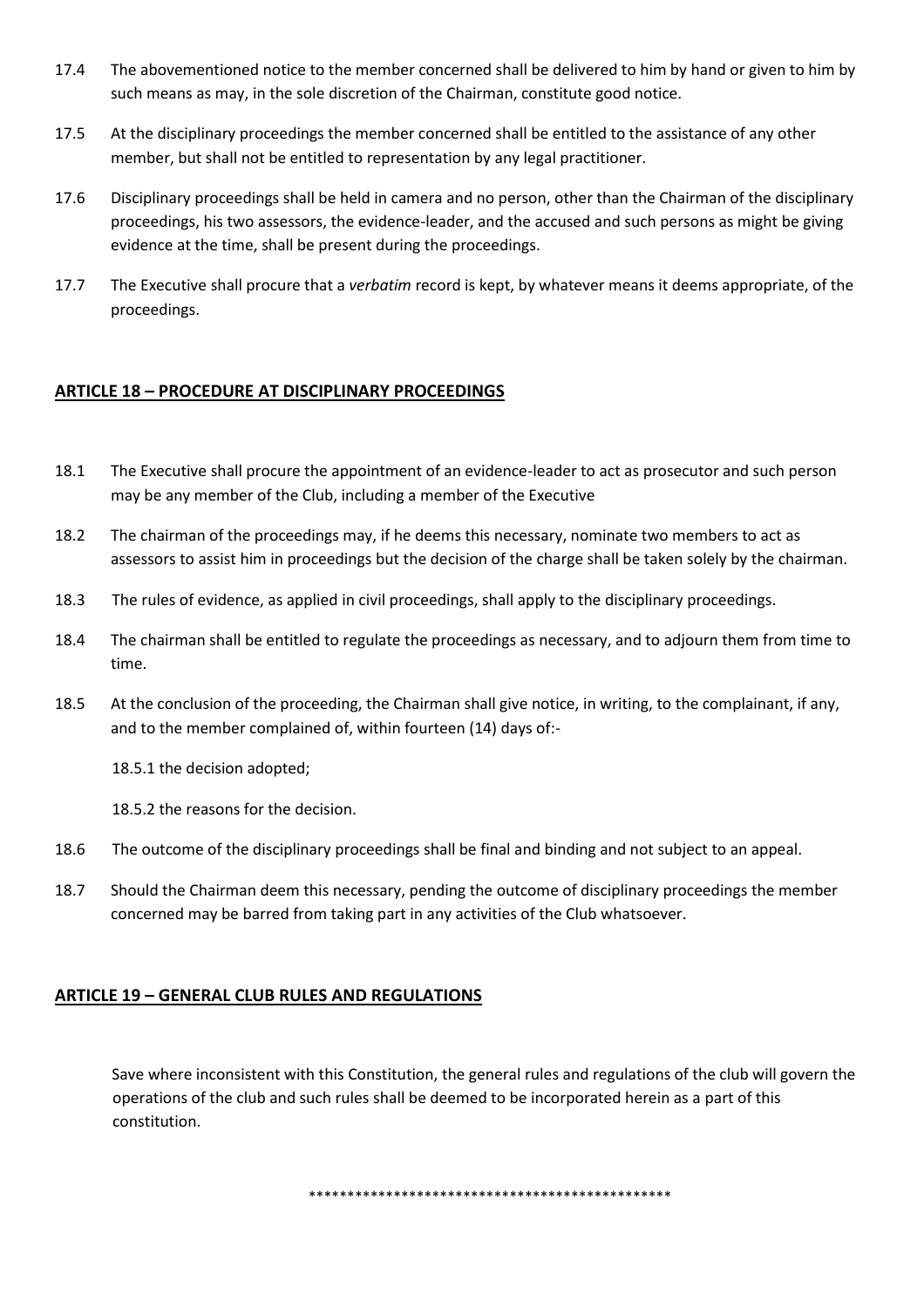17.4 The abovementioned notice to the member concerned shall be delivered to him by hand or given to him by such means as may, in the sole discretion of the Chairman, constitute good notice.

17.5 At the disciplinary proceedings the member concerned shall be entitled to the assistance of any other member, but shall not be entitled to representation by any legal practitioner.

17.6 Disciplinary proceedings shall be held in camera and no person, other than the Chairman of the disciplinary proceedings, his two assessors, the evidence-leader, and the accused and such persons as might be giving evidence at the time, shall be present during the proceedings.

17.7 The Executive shall procure that a *verbatim* record is kept, by whatever means it deems appropriate, of the proceedings.

## ARTICLE 18 – PROCEDURE AT DISCIPLINARY PROCEEDINGS

18.1 The Executive shall procure the appointment of an evidence-leader to act as prosecutor and such person may be any member of the Club, including a member of the Executive

18.2 The chairman of the proceedings may, if he deems this necessary, nominate two members to act as assessors to assist him in proceedings but the decision of the charge shall be taken solely by the chairman.

18.3 The rules of evidence, as applied in civil proceedings, shall apply to the disciplinary proceedings.

18.4 The chairman shall be entitled to regulate the proceedings as necessary, and to adjourn them from time to time.

18.5 At the conclusion of the proceeding, the Chairman shall give notice, in writing, to the complainant, if any, and to the member complained of, within fourteen (14) days of:-

18.5.1 the decision adopted;

18.5.2 the reasons for the decision.

18.6 The outcome of the disciplinary proceedings shall be final and binding and not subject to an appeal.

18.7 Should the Chairman deem this necessary, pending the outcome of disciplinary proceedings the member concerned may be barred from taking part in any activities of the Club whatsoever.

## ARTICLE 19 – GENERAL CLUB RULES AND REGULATIONS

Save where inconsistent with this Constitution, the general rules and regulations of the club will govern the operations of the club and such rules shall be deemed to be incorporated herein as a part of this constitution.

************************************************